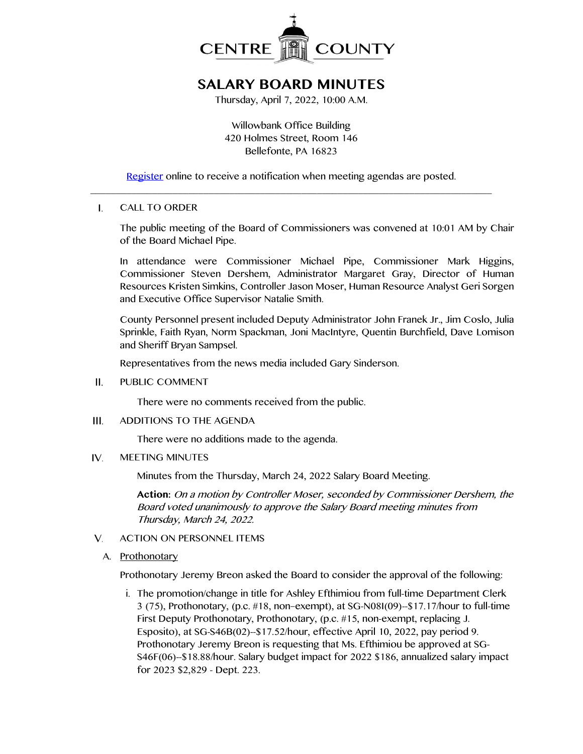CENTRE COUNTY

# SALARY BOARD MINUTES

Thursday, April 7, 2022, 10:00 A.M.

Willowbank Office Building
420 Holmes Street, Room 146
Bellefonte, PA 16823

Register online to receive a notification when meeting agendas are posted.

---

I. CALL TO ORDER

The public meeting of the Board of Commissioners was convened at 10:01 AM by Chair of the Board Michael Pipe.

In attendance were Commissioner Michael Pipe, Commissioner Mark Higgins, Commissioner Steven Dershem, Administrator Margaret Gray, Director of Human Resources Kristen Simkins, Controller Jason Moser, Human Resource Analyst Geri Sorgen and Executive Office Supervisor Natalie Smith.

County Personnel present included Deputy Administrator John Franek Jr., Jim Coslo, Julia Sprinkle, Faith Ryan, Norm Spackman, Joni MacIntyre, Quentin Burchfield, Dave Lomison and Sheriff Bryan Sampsel.

Representatives from the news media included Gary Sinderson.

II. PUBLIC COMMENT

There were no comments received from the public.

III. ADDITIONS TO THE AGENDA

There were no additions made to the agenda.

IV. MEETING MINUTES

Minutes from the Thursday, March 24, 2022 Salary Board Meeting.

**Action:** *On a motion by Controller Moser, seconded by Commissioner Dershem, the Board voted unanimously to approve the Salary Board meeting minutes from Thursday, March 24, 2022.*

V. ACTION ON PERSONNEL ITEMS

A. Prothonotary

Prothonotary Jeremy Breon asked the Board to consider the approval of the following:

i. The promotion/change in title for Ashley Efthimiou from full-time Department Clerk 3 (75), Prothonotary, (p.c. #18, non–exempt), at SG-N08I(09)--$17.17/hour to full-time First Deputy Prothonotary, Prothonotary, (p.c. #15, non-exempt, replacing J. Esposito), at SG-S46B(02)--$17.52/hour, effective April 10, 2022, pay period 9. Prothonotary Jeremy Breon is requesting that Ms. Efthimiou be approved at SG-S46F(06)--$18.88/hour. Salary budget impact for 2022 $186, annualized salary impact for 2023 $2,829 - Dept. 223.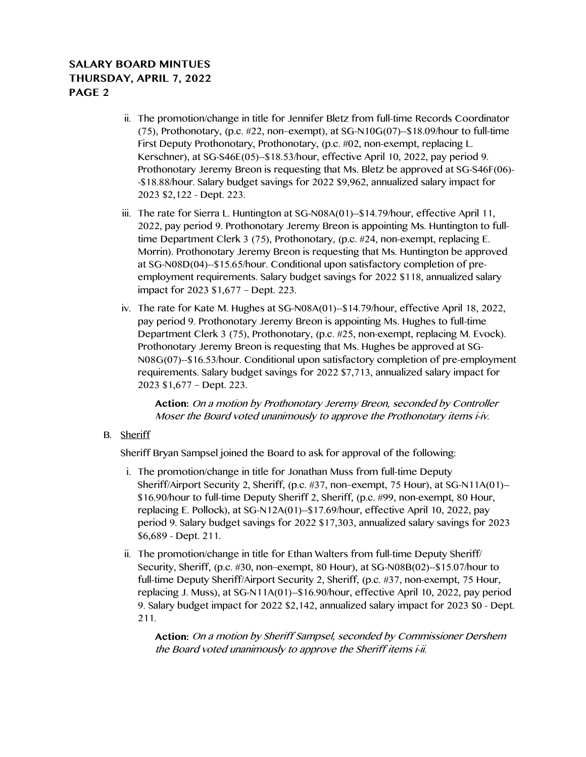ii. The promotion/change in title for Jennifer Bletz from full-time Records Coordinator (75), Prothonotary, (p.c. #22, non–exempt), at SG-N10G(07)--$18.09/hour to full-time First Deputy Prothonotary, Prothonotary, (p.c. #02, non-exempt, replacing L. Kerschner), at SG-S46E(05)--$18.53/hour, effective April 10, 2022, pay period 9. Prothonotary Jeremy Breon is requesting that Ms. Bletz be approved at SG-S46F(06)--$18.88/hour. Salary budget savings for 2022 $9,962, annualized salary impact for 2023 $2,122 - Dept. 223.

iii. The rate for Sierra L. Huntington at SG-N08A(01)--$14.79/hour, effective April 11, 2022, pay period 9. Prothonotary Jeremy Breon is appointing Ms. Huntington to full-time Department Clerk 3 (75), Prothonotary, (p.c. #24, non-exempt, replacing E. Morrin). Prothonotary Jeremy Breon is requesting that Ms. Huntington be approved at SG-N08D(04)--$15.65/hour. Conditional upon satisfactory completion of pre-employment requirements. Salary budget savings for 2022 $118, annualized salary impact for 2023 $1,677 – Dept. 223.

iv. The rate for Kate M. Hughes at SG-N08A(01)--$14.79/hour, effective April 18, 2022, pay period 9. Prothonotary Jeremy Breon is appointing Ms. Hughes to full-time Department Clerk 3 (75), Prothonotary, (p.c. #25, non-exempt, replacing M. Evock). Prothonotary Jeremy Breon is requesting that Ms. Hughes be approved at SG-N08G(07)--$16.53/hour. Conditional upon satisfactory completion of pre-employment requirements. Salary budget savings for 2022 $7,713, annualized salary impact for 2023 $1,677 – Dept. 223.

> **Action:** *On a motion by Prothonotary Jeremy Breon, seconded by Controller Moser the Board voted unanimously to approve the Prothonotary items i-iv.*

B. Sheriff

Sheriff Bryan Sampsel joined the Board to ask for approval of the following:

i. The promotion/change in title for Jonathan Muss from full-time Deputy Sheriff/Airport Security 2, Sheriff, (p.c. #37, non–exempt, 75 Hour), at SG-N11A(01)--$16.90/hour to full-time Deputy Sheriff 2, Sheriff, (p.c. #99, non-exempt, 80 Hour, replacing E. Pollock), at SG-N12A(01)--$17.69/hour, effective April 10, 2022, pay period 9. Salary budget savings for 2022 $17,303, annualized salary savings for 2023 $6,689 - Dept. 211.

ii. The promotion/change in title for Ethan Walters from full-time Deputy Sheriff/ Security, Sheriff, (p.c. #30, non–exempt, 80 Hour), at SG-N08B(02)--$15.07/hour to full-time Deputy Sheriff/Airport Security 2, Sheriff, (p.c. #37, non-exempt, 75 Hour, replacing J. Muss), at SG-N11A(01)--$16.90/hour, effective April 10, 2022, pay period 9. Salary budget impact for 2022 $2,142, annualized salary impact for 2023 $0 - Dept. 211.

> **Action:** *On a motion by Sheriff Sampsel, seconded by Commissioner Dershem the Board voted unanimously to approve the Sheriff items i-ii.*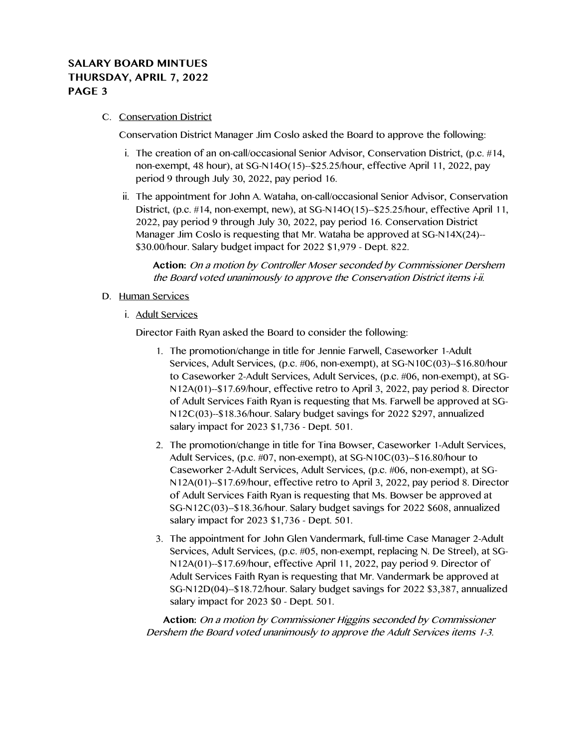C. Conservation District

Conservation District Manager Jim Coslo asked the Board to approve the following:

i. The creation of an on-call/occasional Senior Advisor, Conservation District, (p.c. #14, non-exempt, 48 hour), at SG-N14O(15)--$25.25/hour, effective April 11, 2022, pay period 9 through July 30, 2022, pay period 16.

ii. The appointment for John A. Wataha, on-call/occasional Senior Advisor, Conservation District, (p.c. #14, non-exempt, new), at SG-N14O(15)--$25.25/hour, effective April 11, 2022, pay period 9 through July 30, 2022, pay period 16. Conservation District Manager Jim Coslo is requesting that Mr. Wataha be approved at SG-N14X(24)--$30.00/hour. Salary budget impact for 2022 $1,979 - Dept. 822.

**Action:** *On a motion by Controller Moser seconded by Commissioner Dershem the Board voted unanimously to approve the Conservation District items i-ii.*

D. Human Services

i. Adult Services

Director Faith Ryan asked the Board to consider the following:

1. The promotion/change in title for Jennie Farwell, Caseworker 1-Adult Services, Adult Services, (p.c. #06, non-exempt), at SG-N10C(03)--$16.80/hour to Caseworker 2-Adult Services, Adult Services, (p.c. #06, non-exempt), at SG-N12A(01)--$17.69/hour, effective retro to April 3, 2022, pay period 8. Director of Adult Services Faith Ryan is requesting that Ms. Farwell be approved at SG-N12C(03)--$18.36/hour. Salary budget savings for 2022 $297, annualized salary impact for 2023 $1,736 - Dept. 501.

2. The promotion/change in title for Tina Bowser, Caseworker 1-Adult Services, Adult Services, (p.c. #07, non-exempt), at SG-N10C(03)--$16.80/hour to Caseworker 2-Adult Services, Adult Services, (p.c. #06, non-exempt), at SG-N12A(01)--$17.69/hour, effective retro to April 3, 2022, pay period 8. Director of Adult Services Faith Ryan is requesting that Ms. Bowser be approved at SG-N12C(03)--$18.36/hour. Salary budget savings for 2022 $608, annualized salary impact for 2023 $1,736 - Dept. 501.

3. The appointment for John Glen Vandermark, full-time Case Manager 2-Adult Services, Adult Services, (p.c. #05, non-exempt, replacing N. De Streel), at SG-N12A(01)--$17.69/hour, effective April 11, 2022, pay period 9. Director of Adult Services Faith Ryan is requesting that Mr. Vandermark be approved at SG-N12D(04)--$18.72/hour. Salary budget savings for 2022 $3,387, annualized salary impact for 2023 $0 - Dept. 501.

**Action:** *On a motion by Commissioner Higgins seconded by Commissioner Dershem the Board voted unanimously to approve the Adult Services items 1-3.*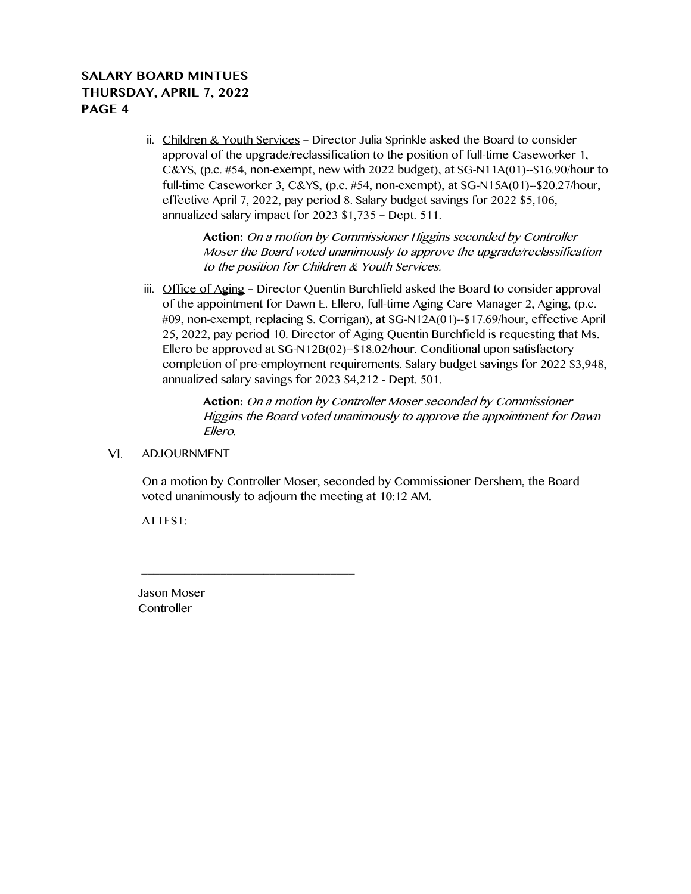ii. Children & Youth Services – Director Julia Sprinkle asked the Board to consider approval of the upgrade/reclassification to the position of full-time Caseworker 1, C&YS, (p.c. #54, non-exempt, new with 2022 budget), at SG-N11A(01)--$16.90/hour to full-time Caseworker 3, C&YS, (p.c. #54, non-exempt), at SG-N15A(01)--$20.27/hour, effective April 7, 2022, pay period 8. Salary budget savings for 2022 $5,106, annualized salary impact for 2023 $1,735 – Dept. 511.

> **Action:** *On a motion by Commissioner Higgins seconded by Controller Moser the Board voted unanimously to approve the upgrade/reclassification to the position for Children & Youth Services.*

iii. Office of Aging – Director Quentin Burchfield asked the Board to consider approval of the appointment for Dawn E. Ellero, full-time Aging Care Manager 2, Aging, (p.c. #09, non-exempt, replacing S. Corrigan), at SG-N12A(01)--$17.69/hour, effective April 25, 2022, pay period 10. Director of Aging Quentin Burchfield is requesting that Ms. Ellero be approved at SG-N12B(02)--$18.02/hour. Conditional upon satisfactory completion of pre-employment requirements. Salary budget savings for 2022 $3,948, annualized salary savings for 2023 $4,212 - Dept. 501.

> **Action:** *On a motion by Controller Moser seconded by Commissioner Higgins the Board voted unanimously to approve the appointment for Dawn Ellero.*

VI. ADJOURNMENT

On a motion by Controller Moser, seconded by Commissioner Dershem, the Board voted unanimously to adjourn the meeting at 10:12 AM.

ATTEST:

\_\_\_\_\_\_\_\_\_\_\_\_\_\_\_\_\_\_\_\_\_\_\_\_\_\_\_\_\_\_\_\_\_\_

Jason Moser
Controller